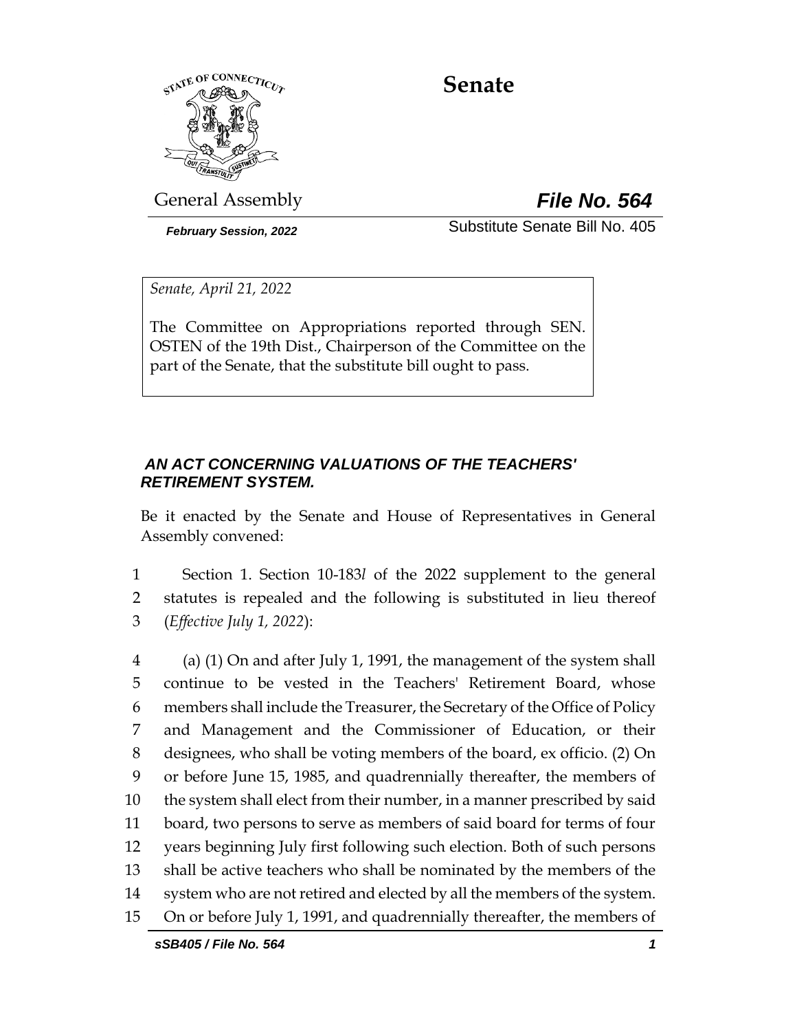# Senate

General Assembly **File No. 564**

***February Session, 2022*** Substitute Senate Bill No. 405

*Senate, April 21, 2022*

The Committee on Appropriations reported through SEN. OSTEN of the 19th Dist., Chairperson of the Committee on the part of the Senate, that the substitute bill ought to pass.

## *AN ACT CONCERNING VALUATIONS OF THE TEACHERS' RETIREMENT SYSTEM.*

Be it enacted by the Senate and House of Representatives in General Assembly convened:

1 Section 1. Section 10-183*l* of the 2022 supplement to the general
2 statutes is repealed and the following is substituted in lieu thereof
3 (*Effective July 1, 2022*):

4 (a) (1) On and after July 1, 1991, the management of the system shall
5 continue to be vested in the Teachers' Retirement Board, whose
6 members shall include the Treasurer, the Secretary of the Office of Policy
7 and Management and the Commissioner of Education, or their
8 designees, who shall be voting members of the board, ex officio. (2) On
9 or before June 15, 1985, and quadrennially thereafter, the members of
10 the system shall elect from their number, in a manner prescribed by said
11 board, two persons to serve as members of said board for terms of four
12 years beginning July first following such election. Both of such persons
13 shall be active teachers who shall be nominated by the members of the
14 system who are not retired and elected by all the members of the system.
15 On or before July 1, 1991, and quadrennially thereafter, the members of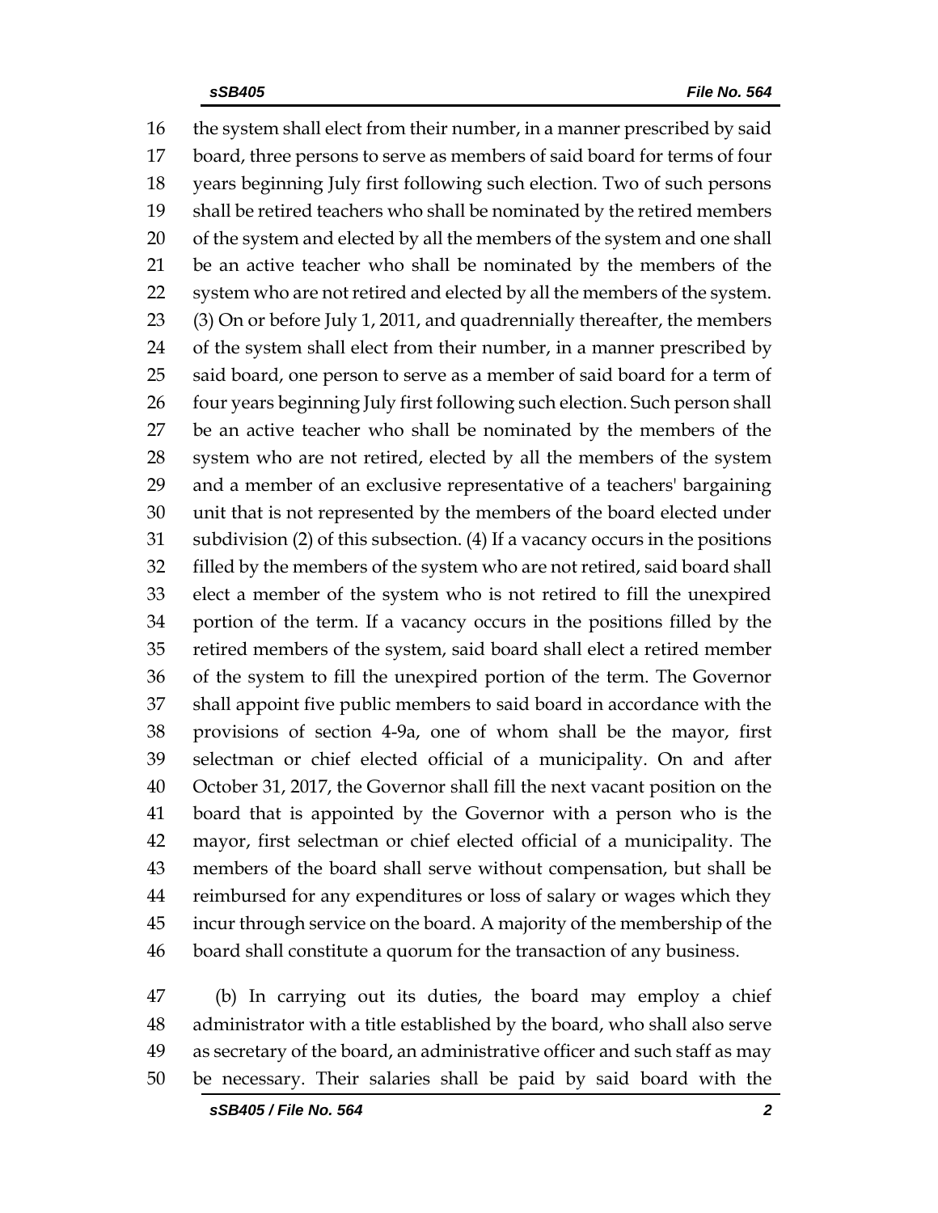the system shall elect from their number, in a manner prescribed by said board, three persons to serve as members of said board for terms of four years beginning July first following such election. Two of such persons shall be retired teachers who shall be nominated by the retired members of the system and elected by all the members of the system and one shall be an active teacher who shall be nominated by the members of the system who are not retired and elected by all the members of the system. (3) On or before July 1, 2011, and quadrennially thereafter, the members of the system shall elect from their number, in a manner prescribed by said board, one person to serve as a member of said board for a term of four years beginning July first following such election. Such person shall be an active teacher who shall be nominated by the members of the system who are not retired, elected by all the members of the system and a member of an exclusive representative of a teachers' bargaining unit that is not represented by the members of the board elected under subdivision (2) of this subsection. (4) If a vacancy occurs in the positions filled by the members of the system who are not retired, said board shall elect a member of the system who is not retired to fill the unexpired portion of the term. If a vacancy occurs in the positions filled by the retired members of the system, said board shall elect a retired member of the system to fill the unexpired portion of the term. The Governor shall appoint five public members to said board in accordance with the provisions of section 4-9a, one of whom shall be the mayor, first selectman or chief elected official of a municipality. On and after October 31, 2017, the Governor shall fill the next vacant position on the board that is appointed by the Governor with a person who is the mayor, first selectman or chief elected official of a municipality. The members of the board shall serve without compensation, but shall be reimbursed for any expenditures or loss of salary or wages which they incur through service on the board. A majority of the membership of the board shall constitute a quorum for the transaction of any business.

(b) In carrying out its duties, the board may employ a chief administrator with a title established by the board, who shall also serve as secretary of the board, an administrative officer and such staff as may be necessary. Their salaries shall be paid by said board with the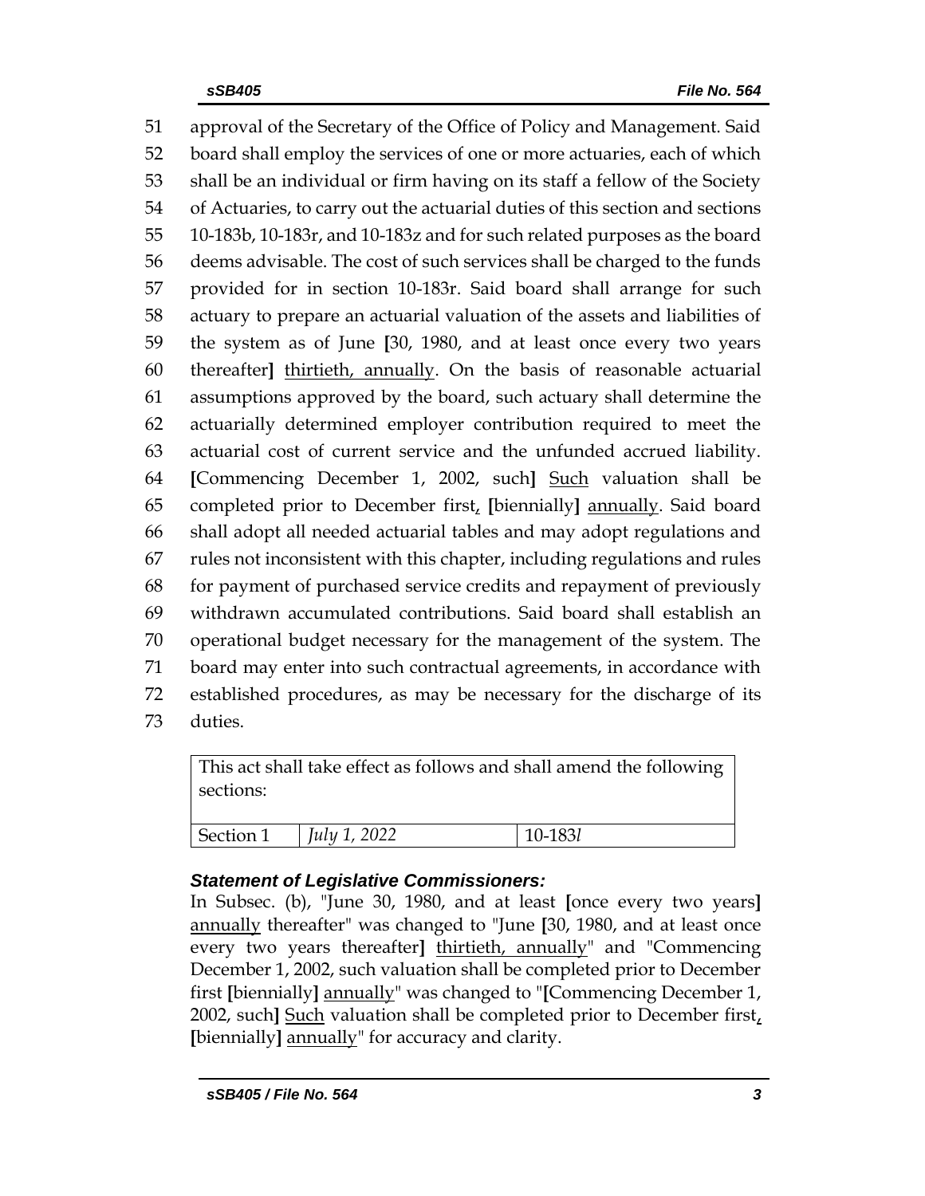51 approval of the Secretary of the Office of Policy and Management. Said
52 board shall employ the services of one or more actuaries, each of which
53 shall be an individual or firm having on its staff a fellow of the Society
54 of Actuaries, to carry out the actuarial duties of this section and sections
55 10-183b, 10-183r, and 10-183z and for such related purposes as the board
56 deems advisable. The cost of such services shall be charged to the funds
57 provided for in section 10-183r. Said board shall arrange for such
58 actuary to prepare an actuarial valuation of the assets and liabilities of
59 the system as of June **[**30, 1980, and at least once every two years
60 thereafter**]** <u>thirtieth, annually</u>. On the basis of reasonable actuarial
61 assumptions approved by the board, such actuary shall determine the
62 actuarially determined employer contribution required to meet the
63 actuarial cost of current service and the unfunded accrued liability.
64 **[**Commencing December 1, 2002, such**]** <u>Such</u> valuation shall be
65 completed prior to December first<u>,</u> **[**biennially**]** <u>annually</u>. Said board
66 shall adopt all needed actuarial tables and may adopt regulations and
67 rules not inconsistent with this chapter, including regulations and rules
68 for payment of purchased service credits and repayment of previously
69 withdrawn accumulated contributions. Said board shall establish an
70 operational budget necessary for the management of the system. The
71 board may enter into such contractual agreements, in accordance with
72 established procedures, as may be necessary for the discharge of its
73 duties.

| This act shall take effect as follows and shall amend the following sections: | | |
|---|---|---|
| Section 1 | *July 1, 2022* | 10-183*l* |

### *Statement of Legislative Commissioners:*

In Subsec. (b), "June 30, 1980, and at least **[**once every two years**]** <u>annually</u> thereafter" was changed to "June **[**30, 1980, and at least once every two years thereafter**]** <u>thirtieth, annually</u>" and "Commencing December 1, 2002, such valuation shall be completed prior to December first **[**biennially**]** <u>annually</u>" was changed to "**[**Commencing December 1, 2002, such**]** <u>Such</u> valuation shall be completed prior to December first<u>,</u> **[**biennially**]** <u>annually</u>" for accuracy and clarity.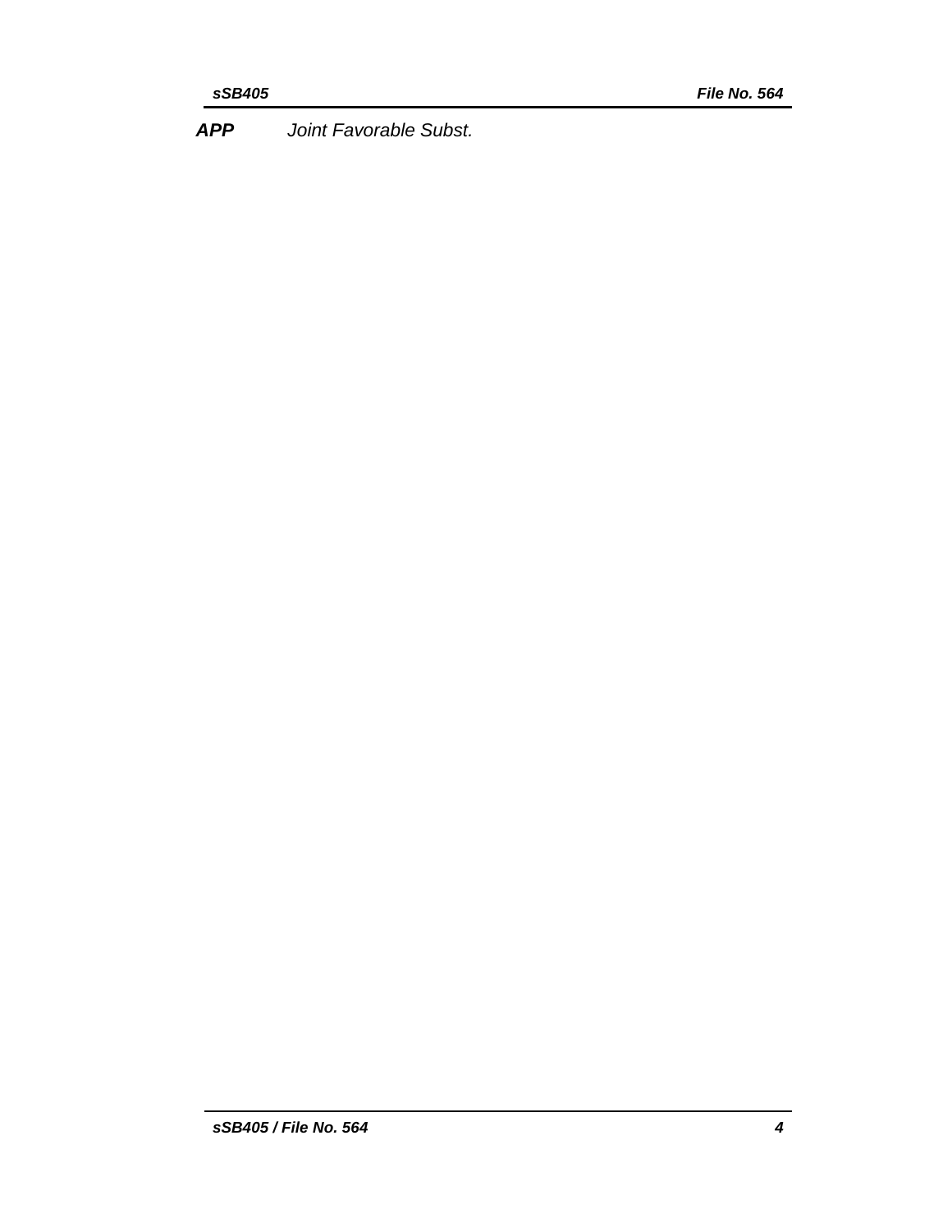***APP*** *Joint Favorable Subst.*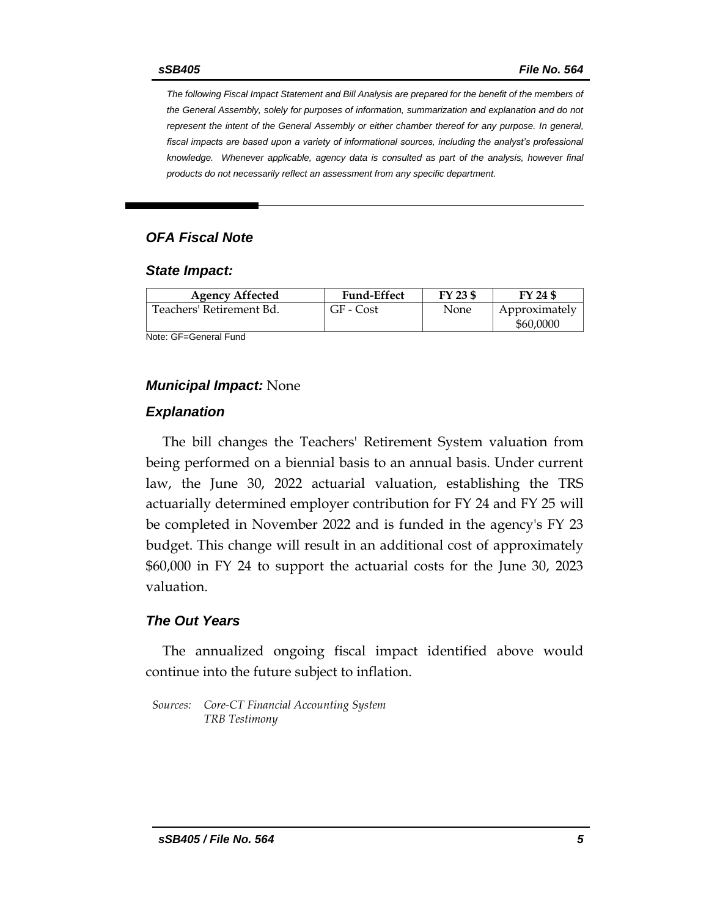*The following Fiscal Impact Statement and Bill Analysis are prepared for the benefit of the members of the General Assembly, solely for purposes of information, summarization and explanation and do not represent the intent of the General Assembly or either chamber thereof for any purpose. In general, fiscal impacts are based upon a variety of informational sources, including the analyst's professional knowledge. Whenever applicable, agency data is consulted as part of the analysis, however final products do not necessarily reflect an assessment from any specific department.*

## *OFA Fiscal Note*

### *State Impact:*

| Agency Affected | Fund-Effect | FY 23 $ | FY 24 $ |
|---|---|---|---|
| Teachers' Retirement Bd. | GF - Cost | None | Approximately $60,0000 |

Note: GF=General Fund

### *Municipal Impact:* None

### *Explanation*

The bill changes the Teachers' Retirement System valuation from being performed on a biennial basis to an annual basis. Under current law, the June 30, 2022 actuarial valuation, establishing the TRS actuarially determined employer contribution for FY 24 and FY 25 will be completed in November 2022 and is funded in the agency's FY 23 budget. This change will result in an additional cost of approximately $60,000 in FY 24 to support the actuarial costs for the June 30, 2023 valuation.

### *The Out Years*

The annualized ongoing fiscal impact identified above would continue into the future subject to inflation.

*Sources: Core-CT Financial Accounting System*
*TRB Testimony*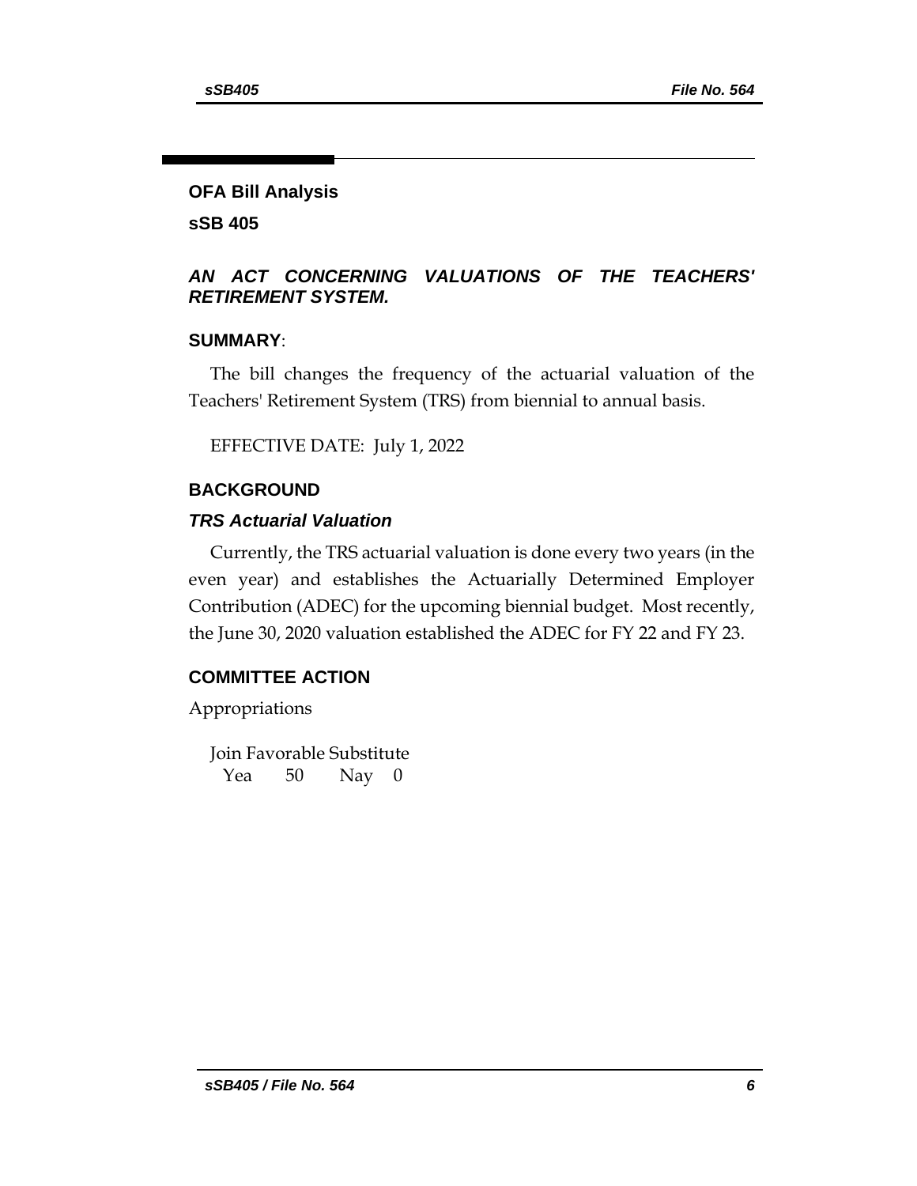## OFA Bill Analysis

**sSB 405**

***AN ACT CONCERNING VALUATIONS OF THE TEACHERS' RETIREMENT SYSTEM.***

### SUMMARY:

The bill changes the frequency of the actuarial valuation of the Teachers' Retirement System (TRS) from biennial to annual basis.

EFFECTIVE DATE: July 1, 2022

### BACKGROUND

#### *TRS Actuarial Valuation*

Currently, the TRS actuarial valuation is done every two years (in the even year) and establishes the Actuarially Determined Employer Contribution (ADEC) for the upcoming biennial budget. Most recently, the June 30, 2020 valuation established the ADEC for FY 22 and FY 23.

### COMMITTEE ACTION

Appropriations

Join Favorable Substitute
Yea 50 Nay 0